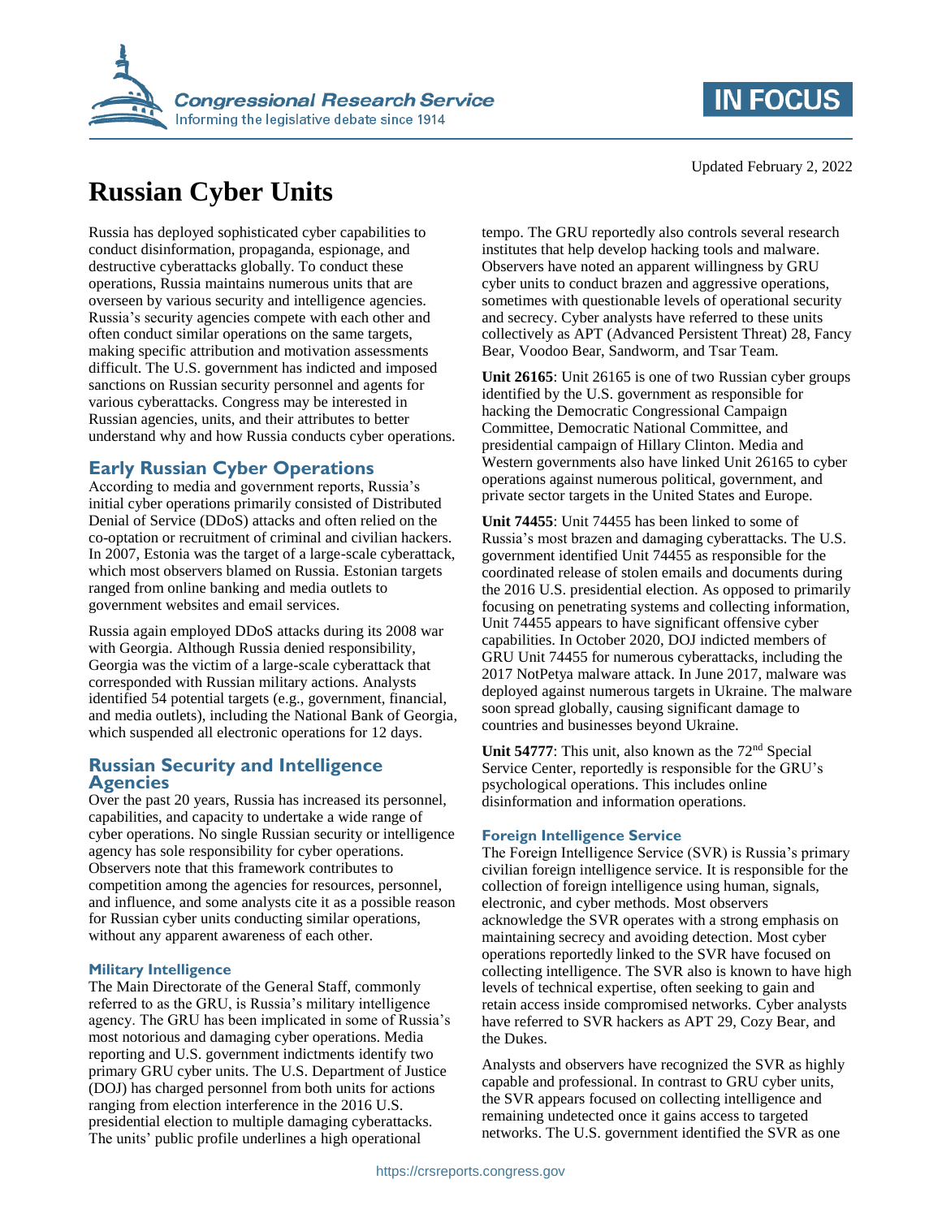# Russian Cyber Units

Updated February 2, 2022

Russia has deployed sophisticated cyber capabilities to conduct disinformation, propaganda, espionage, and destructive cyberattacks globally. To conduct these operations, Russia maintains numerous units that are overseen by various security and intelligence agencies. Russia's security agencies compete with each other and often conduct similar operations on the same targets, making specific attribution and motivation assessments difficult. The U.S. government has indicted and imposed sanctions on Russian security personnel and agents for various cyberattacks. Congress may be interested in Russian agencies, units, and their attributes to better understand why and how Russia conducts cyber operations.

## Early Russian Cyber Operations

According to media and government reports, Russia's initial cyber operations primarily consisted of Distributed Denial of Service (DDoS) attacks and often relied on the co-optation or recruitment of criminal and civilian hackers. In 2007, Estonia was the target of a large-scale cyberattack, which most observers blamed on Russia. Estonian targets ranged from online banking and media outlets to government websites and email services.

Russia again employed DDoS attacks during its 2008 war with Georgia. Although Russia denied responsibility, Georgia was the victim of a large-scale cyberattack that corresponded with Russian military actions. Analysts identified 54 potential targets (e.g., government, financial, and media outlets), including the National Bank of Georgia, which suspended all electronic operations for 12 days.

## Russian Security and Intelligence Agencies

Over the past 20 years, Russia has increased its personnel, capabilities, and capacity to undertake a wide range of cyber operations. No single Russian security or intelligence agency has sole responsibility for cyber operations. Observers note that this framework contributes to competition among the agencies for resources, personnel, and influence, and some analysts cite it as a possible reason for Russian cyber units conducting similar operations, without any apparent awareness of each other.

### Military Intelligence

The Main Directorate of the General Staff, commonly referred to as the GRU, is Russia's military intelligence agency. The GRU has been implicated in some of Russia's most notorious and damaging cyber operations. Media reporting and U.S. government indictments identify two primary GRU cyber units. The U.S. Department of Justice (DOJ) has charged personnel from both units for actions ranging from election interference in the 2016 U.S. presidential election to multiple damaging cyberattacks. The units' public profile underlines a high operational tempo. The GRU reportedly also controls several research institutes that help develop hacking tools and malware. Observers have noted an apparent willingness by GRU cyber units to conduct brazen and aggressive operations, sometimes with questionable levels of operational security and secrecy. Cyber analysts have referred to these units collectively as APT (Advanced Persistent Threat) 28, Fancy Bear, Voodoo Bear, Sandworm, and Tsar Team.

**Unit 26165**: Unit 26165 is one of two Russian cyber groups identified by the U.S. government as responsible for hacking the Democratic Congressional Campaign Committee, Democratic National Committee, and presidential campaign of Hillary Clinton. Media and Western governments also have linked Unit 26165 to cyber operations against numerous political, government, and private sector targets in the United States and Europe.

**Unit 74455**: Unit 74455 has been linked to some of Russia's most brazen and damaging cyberattacks. The U.S. government identified Unit 74455 as responsible for the coordinated release of stolen emails and documents during the 2016 U.S. presidential election. As opposed to primarily focusing on penetrating systems and collecting information, Unit 74455 appears to have significant offensive cyber capabilities. In October 2020, DOJ indicted members of GRU Unit 74455 for numerous cyberattacks, including the 2017 NotPetya malware attack. In June 2017, malware was deployed against numerous targets in Ukraine. The malware soon spread globally, causing significant damage to countries and businesses beyond Ukraine.

**Unit 54777**: This unit, also known as the 72nd Special Service Center, reportedly is responsible for the GRU's psychological operations. This includes online disinformation and information operations.

### Foreign Intelligence Service

The Foreign Intelligence Service (SVR) is Russia's primary civilian foreign intelligence service. It is responsible for the collection of foreign intelligence using human, signals, electronic, and cyber methods. Most observers acknowledge the SVR operates with a strong emphasis on maintaining secrecy and avoiding detection. Most cyber operations reportedly linked to the SVR have focused on collecting intelligence. The SVR also is known to have high levels of technical expertise, often seeking to gain and retain access inside compromised networks. Cyber analysts have referred to SVR hackers as APT 29, Cozy Bear, and the Dukes.

Analysts and observers have recognized the SVR as highly capable and professional. In contrast to GRU cyber units, the SVR appears focused on collecting intelligence and remaining undetected once it gains access to targeted networks. The U.S. government identified the SVR as one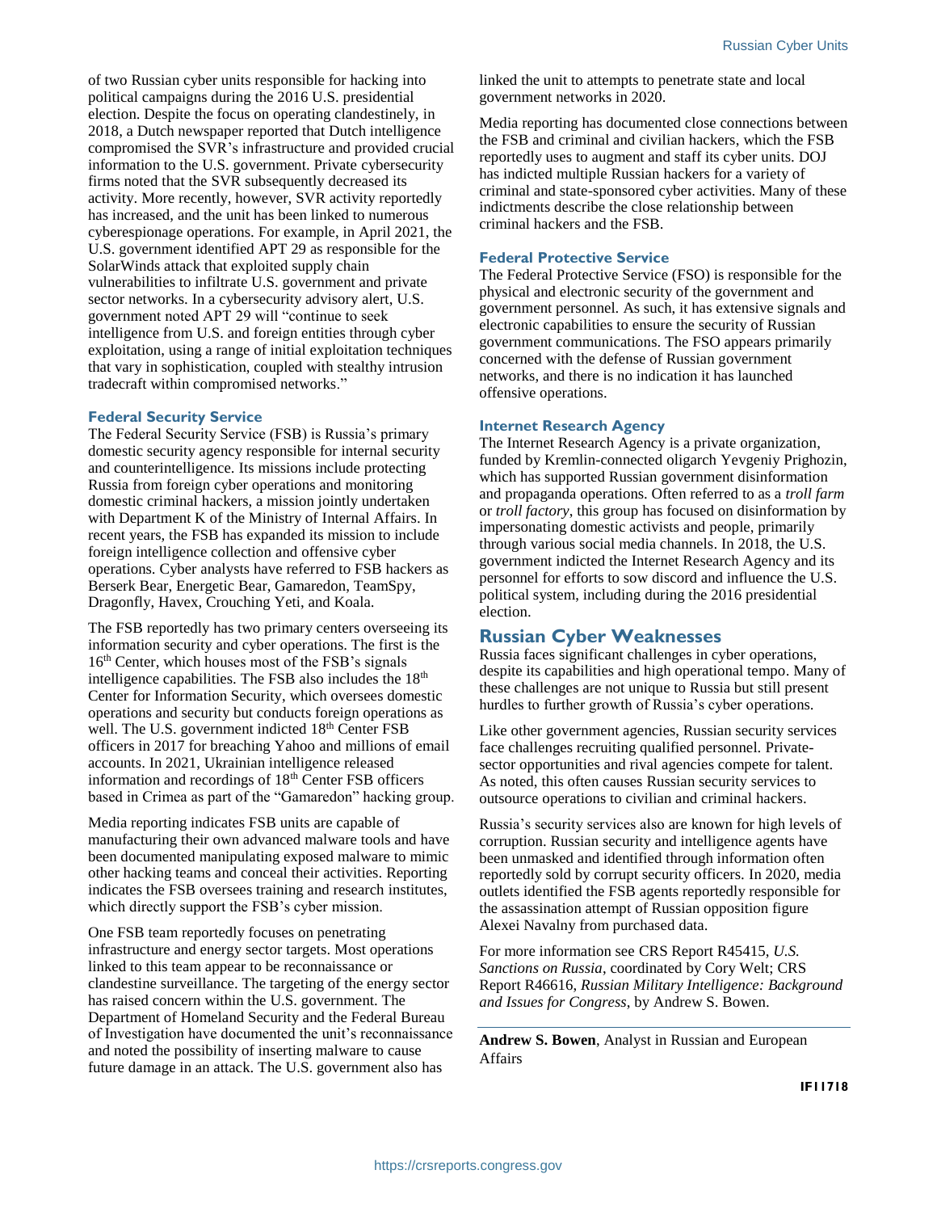of two Russian cyber units responsible for hacking into political campaigns during the 2016 U.S. presidential election. Despite the focus on operating clandestinely, in 2018, a Dutch newspaper reported that Dutch intelligence compromised the SVR's infrastructure and provided crucial information to the U.S. government. Private cybersecurity firms noted that the SVR subsequently decreased its activity. More recently, however, SVR activity reportedly has increased, and the unit has been linked to numerous cyberespionage operations. For example, in April 2021, the U.S. government identified APT 29 as responsible for the SolarWinds attack that exploited supply chain vulnerabilities to infiltrate U.S. government and private sector networks. In a cybersecurity advisory alert, U.S. government noted APT 29 will "continue to seek intelligence from U.S. and foreign entities through cyber exploitation, using a range of initial exploitation techniques that vary in sophistication, coupled with stealthy intrusion tradecraft within compromised networks."

### Federal Security Service

The Federal Security Service (FSB) is Russia's primary domestic security agency responsible for internal security and counterintelligence. Its missions include protecting Russia from foreign cyber operations and monitoring domestic criminal hackers, a mission jointly undertaken with Department K of the Ministry of Internal Affairs. In recent years, the FSB has expanded its mission to include foreign intelligence collection and offensive cyber operations. Cyber analysts have referred to FSB hackers as Berserk Bear, Energetic Bear, Gamaredon, TeamSpy, Dragonfly, Havex, Crouching Yeti, and Koala.

The FSB reportedly has two primary centers overseeing its information security and cyber operations. The first is the 16th Center, which houses most of the FSB's signals intelligence capabilities. The FSB also includes the 18th Center for Information Security, which oversees domestic operations and security but conducts foreign operations as well. The U.S. government indicted 18th Center FSB officers in 2017 for breaching Yahoo and millions of email accounts. In 2021, Ukrainian intelligence released information and recordings of 18th Center FSB officers based in Crimea as part of the "Gamaredon" hacking group.

Media reporting indicates FSB units are capable of manufacturing their own advanced malware tools and have been documented manipulating exposed malware to mimic other hacking teams and conceal their activities. Reporting indicates the FSB oversees training and research institutes, which directly support the FSB's cyber mission.

One FSB team reportedly focuses on penetrating infrastructure and energy sector targets. Most operations linked to this team appear to be reconnaissance or clandestine surveillance. The targeting of the energy sector has raised concern within the U.S. government. The Department of Homeland Security and the Federal Bureau of Investigation have documented the unit's reconnaissance and noted the possibility of inserting malware to cause future damage in an attack. The U.S. government also has linked the unit to attempts to penetrate state and local government networks in 2020.

Media reporting has documented close connections between the FSB and criminal and civilian hackers, which the FSB reportedly uses to augment and staff its cyber units. DOJ has indicted multiple Russian hackers for a variety of criminal and state-sponsored cyber activities. Many of these indictments describe the close relationship between criminal hackers and the FSB.

### Federal Protective Service

The Federal Protective Service (FSO) is responsible for the physical and electronic security of the government and government personnel. As such, it has extensive signals and electronic capabilities to ensure the security of Russian government communications. The FSO appears primarily concerned with the defense of Russian government networks, and there is no indication it has launched offensive operations.

### Internet Research Agency

The Internet Research Agency is a private organization, funded by Kremlin-connected oligarch Yevgeniy Prighozin, which has supported Russian government disinformation and propaganda operations. Often referred to as a *troll farm* or *troll factory*, this group has focused on disinformation by impersonating domestic activists and people, primarily through various social media channels. In 2018, the U.S. government indicted the Internet Research Agency and its personnel for efforts to sow discord and influence the U.S. political system, including during the 2016 presidential election.

## Russian Cyber Weaknesses

Russia faces significant challenges in cyber operations, despite its capabilities and high operational tempo. Many of these challenges are not unique to Russia but still present hurdles to further growth of Russia's cyber operations.

Like other government agencies, Russian security services face challenges recruiting qualified personnel. Private-sector opportunities and rival agencies compete for talent. As noted, this often causes Russian security services to outsource operations to civilian and criminal hackers.

Russia's security services also are known for high levels of corruption. Russian security and intelligence agents have been unmasked and identified through information often reportedly sold by corrupt security officers. In 2020, media outlets identified the FSB agents reportedly responsible for the assassination attempt of Russian opposition figure Alexei Navalny from purchased data.

For more information see CRS Report R45415, *U.S. Sanctions on Russia*, coordinated by Cory Welt; CRS Report R46616, *Russian Military Intelligence: Background and Issues for Congress*, by Andrew S. Bowen.

**Andrew S. Bowen**, Analyst in Russian and European Affairs

**IF11718**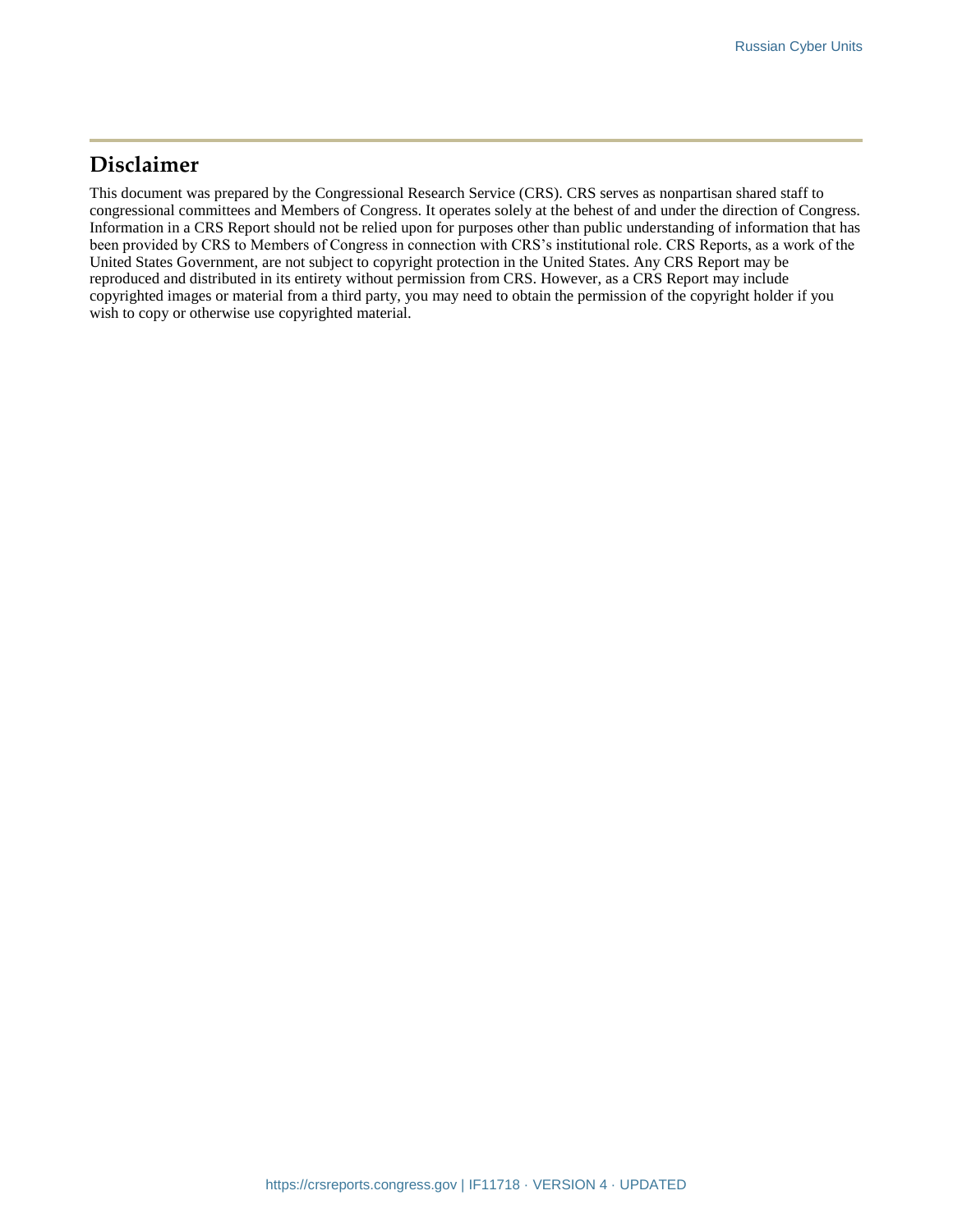## Disclaimer

This document was prepared by the Congressional Research Service (CRS). CRS serves as nonpartisan shared staff to congressional committees and Members of Congress. It operates solely at the behest of and under the direction of Congress. Information in a CRS Report should not be relied upon for purposes other than public understanding of information that has been provided by CRS to Members of Congress in connection with CRS's institutional role. CRS Reports, as a work of the United States Government, are not subject to copyright protection in the United States. Any CRS Report may be reproduced and distributed in its entirety without permission from CRS. However, as a CRS Report may include copyrighted images or material from a third party, you may need to obtain the permission of the copyright holder if you wish to copy or otherwise use copyrighted material.